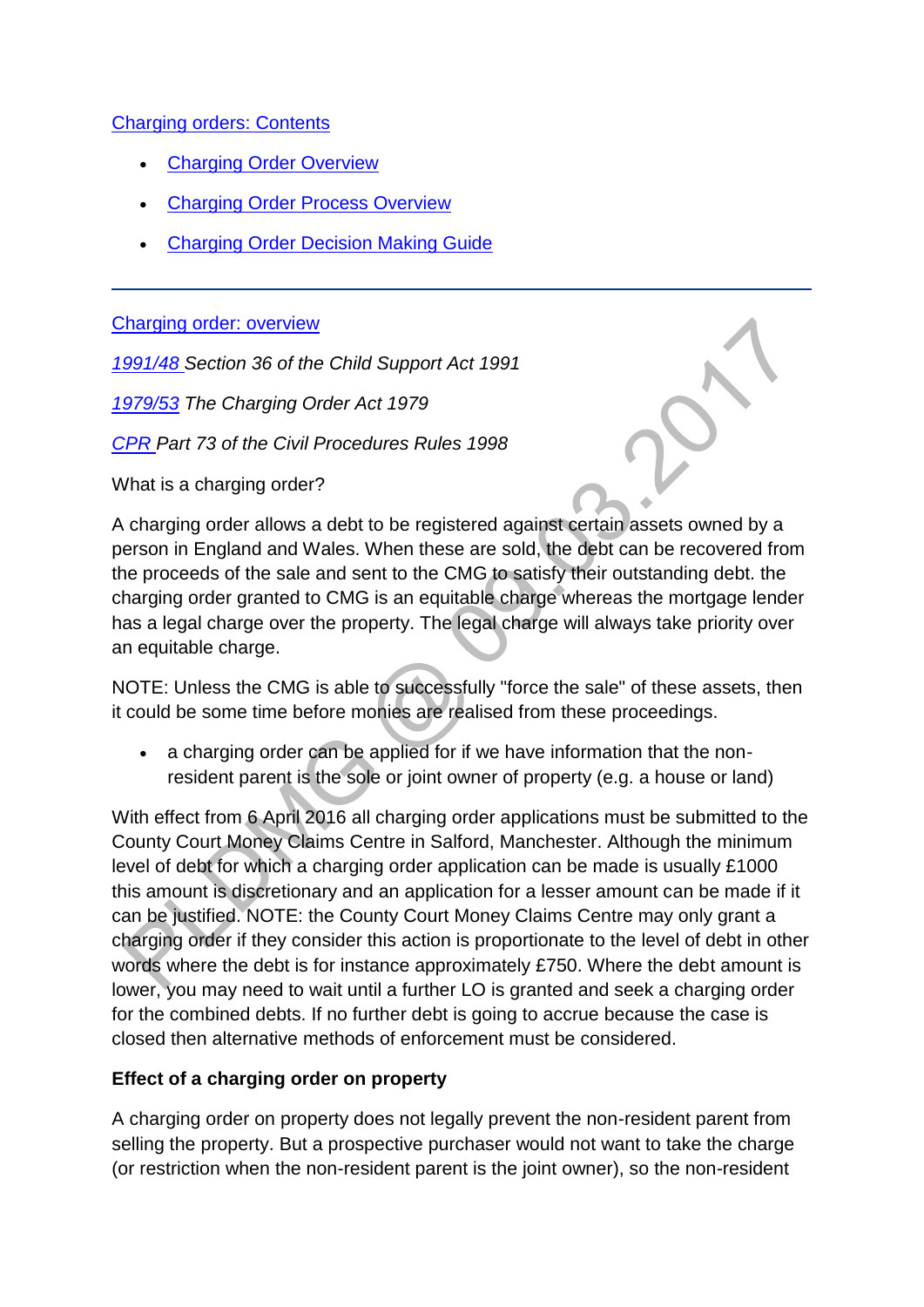Charging orders: Contents

- Charging Order Overview
- Charging Order Process Overview
- Charging Order Decision Making Guide

---

Charging order: overview

1991/48 *Section 36 of the Child Support Act 1991*

1979/53 *The Charging Order Act 1979*

CPR *Part 73 of the Civil Procedures Rules 1998*

What is a charging order?

A charging order allows a debt to be registered against certain assets owned by a person in England and Wales. When these are sold, the debt can be recovered from the proceeds of the sale and sent to the CMG to satisfy their outstanding debt. the charging order granted to CMG is an equitable charge whereas the mortgage lender has a legal charge over the property. The legal charge will always take priority over an equitable charge.

NOTE: Unless the CMG is able to successfully "force the sale" of these assets, then it could be some time before monies are realised from these proceedings.

- a charging order can be applied for if we have information that the non-resident parent is the sole or joint owner of property (e.g. a house or land)

With effect from 6 April 2016 all charging order applications must be submitted to the County Court Money Claims Centre in Salford, Manchester. Although the minimum level of debt for which a charging order application can be made is usually £1000 this amount is discretionary and an application for a lesser amount can be made if it can be justified. NOTE: the County Court Money Claims Centre may only grant a charging order if they consider this action is proportionate to the level of debt in other words where the debt is for instance approximately £750. Where the debt amount is lower, you may need to wait until a further LO is granted and seek a charging order for the combined debts. If no further debt is going to accrue because the case is closed then alternative methods of enforcement must be considered.

**Effect of a charging order on property**

A charging order on property does not legally prevent the non-resident parent from selling the property. But a prospective purchaser would not want to take the charge (or restriction when the non-resident parent is the joint owner), so the non-resident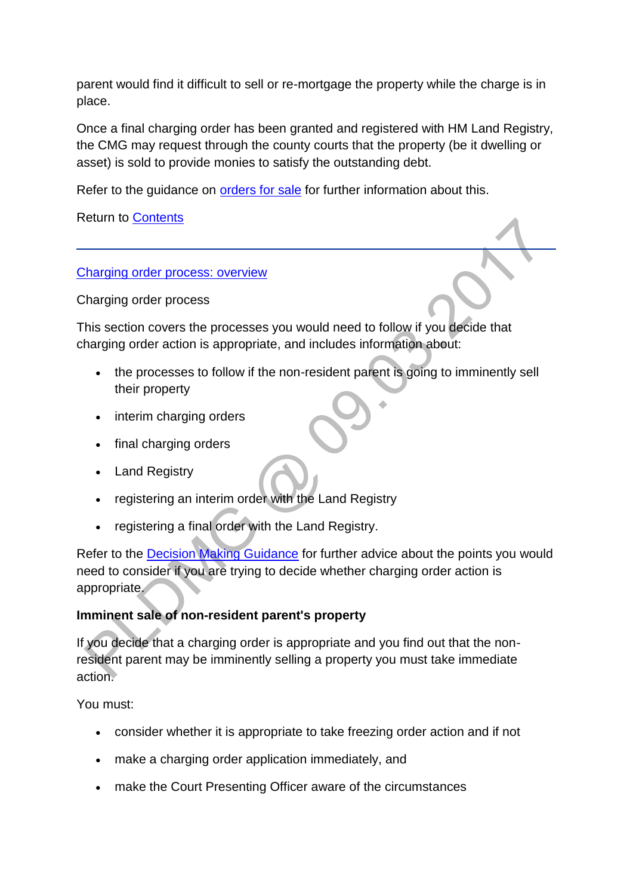parent would find it difficult to sell or re-mortgage the property while the charge is in place.

Once a final charging order has been granted and registered with HM Land Registry, the CMG may request through the county courts that the property (be it dwelling or asset) is sold to provide monies to satisfy the outstanding debt.

Refer to the guidance on [orders for sale](#) for further information about this.

Return to [Contents](#)

---

[Charging order process: overview](#)

Charging order process

This section covers the processes you would need to follow if you decide that charging order action is appropriate, and includes information about:

- the processes to follow if the non-resident parent is going to imminently sell their property
- interim charging orders
- final charging orders
- Land Registry
- registering an interim order with the Land Registry
- registering a final order with the Land Registry.

Refer to the [Decision Making Guidance](#) for further advice about the points you would need to consider if you are trying to decide whether charging order action is appropriate.

**Imminent sale of non-resident parent's property**

If you decide that a charging order is appropriate and you find out that the non-resident parent may be imminently selling a property you must take immediate action.

You must:

- consider whether it is appropriate to take freezing order action and if not
- make a charging order application immediately, and
- make the Court Presenting Officer aware of the circumstances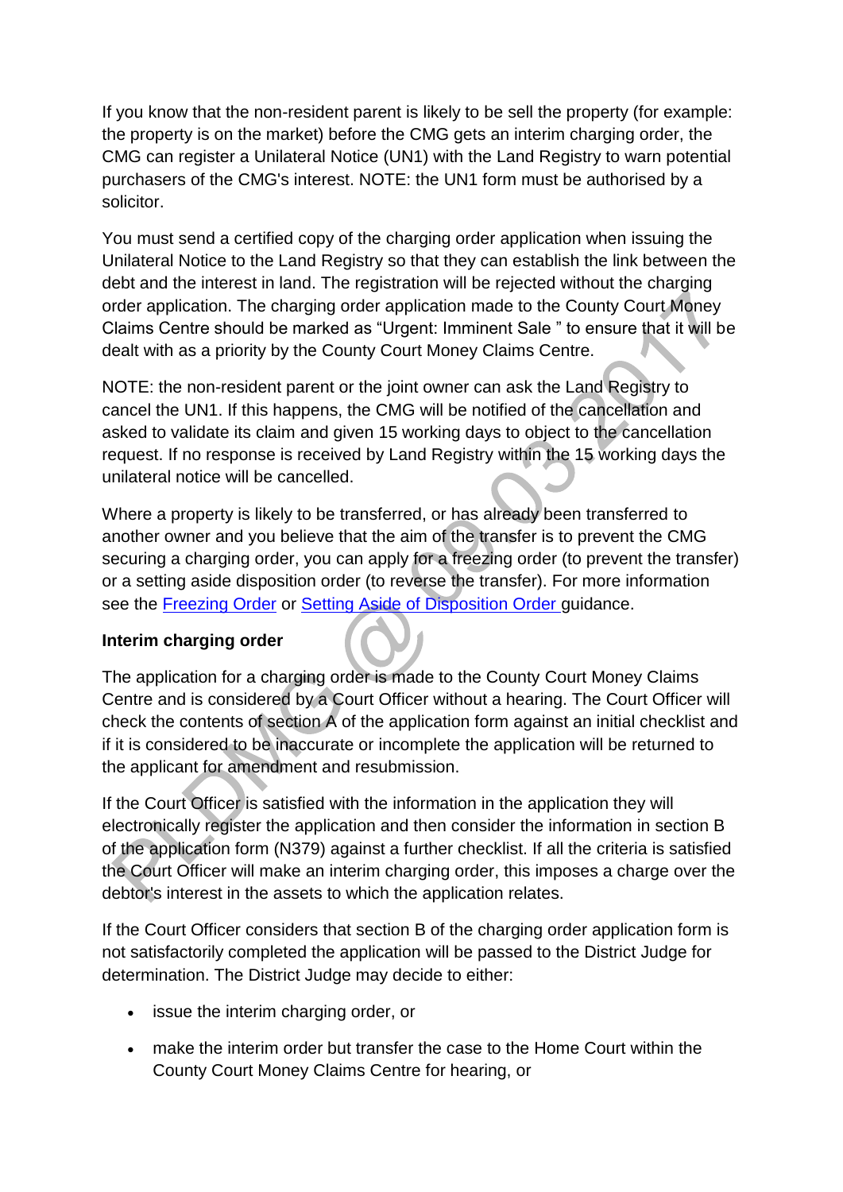If you know that the non-resident parent is likely to be sell the property (for example: the property is on the market) before the CMG gets an interim charging order, the CMG can register a Unilateral Notice (UN1) with the Land Registry to warn potential purchasers of the CMG's interest. NOTE: the UN1 form must be authorised by a solicitor.

You must send a certified copy of the charging order application when issuing the Unilateral Notice to the Land Registry so that they can establish the link between the debt and the interest in land. The registration will be rejected without the charging order application. The charging order application made to the County Court Money Claims Centre should be marked as "Urgent: Imminent Sale " to ensure that it will be dealt with as a priority by the County Court Money Claims Centre.

NOTE: the non-resident parent or the joint owner can ask the Land Registry to cancel the UN1. If this happens, the CMG will be notified of the cancellation and asked to validate its claim and given 15 working days to object to the cancellation request. If no response is received by Land Registry within the 15 working days the unilateral notice will be cancelled.

Where a property is likely to be transferred, or has already been transferred to another owner and you believe that the aim of the transfer is to prevent the CMG securing a charging order, you can apply for a freezing order (to prevent the transfer) or a setting aside disposition order (to reverse the transfer). For more information see the Freezing Order or Setting Aside of Disposition Order guidance.

**Interim charging order**

The application for a charging order is made to the County Court Money Claims Centre and is considered by a Court Officer without a hearing. The Court Officer will check the contents of section A of the application form against an initial checklist and if it is considered to be inaccurate or incomplete the application will be returned to the applicant for amendment and resubmission.

If the Court Officer is satisfied with the information in the application they will electronically register the application and then consider the information in section B of the application form (N379) against a further checklist. If all the criteria is satisfied the Court Officer will make an interim charging order, this imposes a charge over the debtor's interest in the assets to which the application relates.

If the Court Officer considers that section B of the charging order application form is not satisfactorily completed the application will be passed to the District Judge for determination. The District Judge may decide to either:

- issue the interim charging order, or
- make the interim order but transfer the case to the Home Court within the County Court Money Claims Centre for hearing, or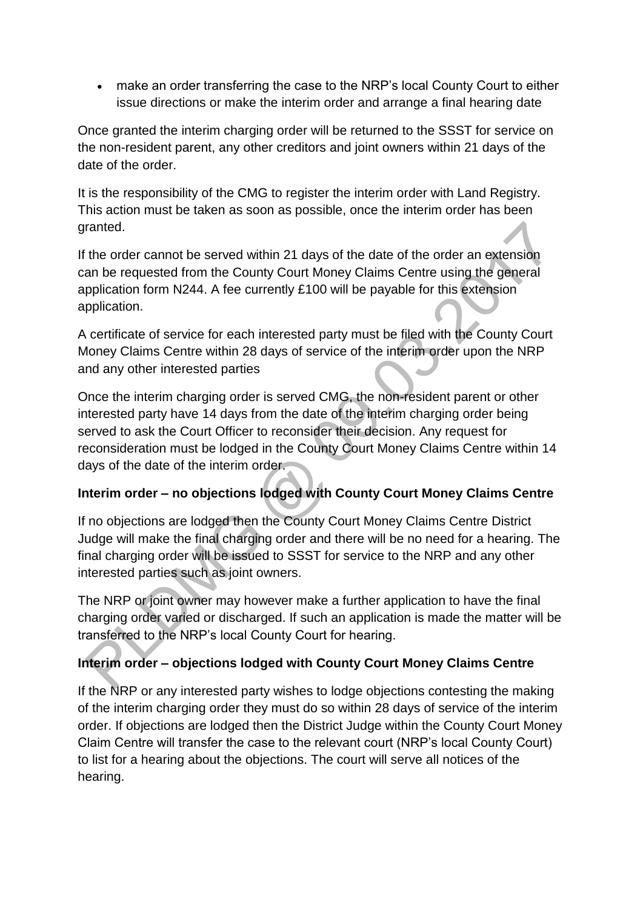- make an order transferring the case to the NRP's local County Court to either issue directions or make the interim order and arrange a final hearing date

Once granted the interim charging order will be returned to the SSST for service on the non-resident parent, any other creditors and joint owners within 21 days of the date of the order.

It is the responsibility of the CMG to register the interim order with Land Registry. This action must be taken as soon as possible, once the interim order has been granted.

If the order cannot be served within 21 days of the date of the order an extension can be requested from the County Court Money Claims Centre using the general application form N244. A fee currently £100 will be payable for this extension application.

A certificate of service for each interested party must be filed with the County Court Money Claims Centre within 28 days of service of the interim order upon the NRP and any other interested parties

Once the interim charging order is served CMG, the non-resident parent or other interested party have 14 days from the date of the interim charging order being served to ask the Court Officer to reconsider their decision. Any request for reconsideration must be lodged in the County Court Money Claims Centre within 14 days of the date of the interim order.

**Interim order – no objections lodged with County Court Money Claims Centre**

If no objections are lodged then the County Court Money Claims Centre District Judge will make the final charging order and there will be no need for a hearing. The final charging order will be issued to SSST for service to the NRP and any other interested parties such as joint owners.

The NRP or joint owner may however make a further application to have the final charging order varied or discharged. If such an application is made the matter will be transferred to the NRP's local County Court for hearing.

**Interim order – objections lodged with County Court Money Claims Centre**

If the NRP or any interested party wishes to lodge objections contesting the making of the interim charging order they must do so within 28 days of service of the interim order. If objections are lodged then the District Judge within the County Court Money Claim Centre will transfer the case to the relevant court (NRP's local County Court) to list for a hearing about the objections. The court will serve all notices of the hearing.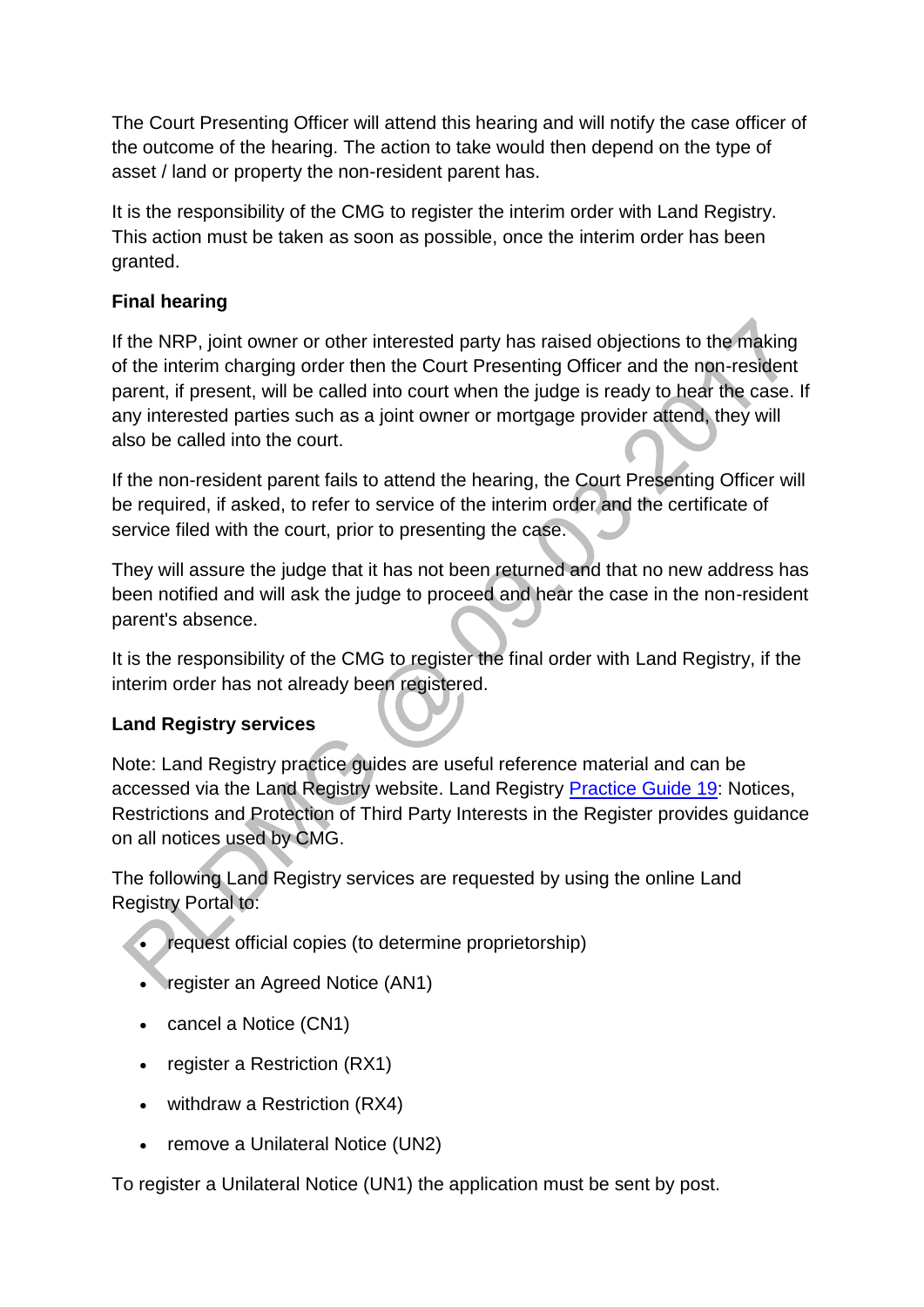The Court Presenting Officer will attend this hearing and will notify the case officer of the outcome of the hearing. The action to take would then depend on the type of asset / land or property the non-resident parent has.

It is the responsibility of the CMG to register the interim order with Land Registry. This action must be taken as soon as possible, once the interim order has been granted.

**Final hearing**

If the NRP, joint owner or other interested party has raised objections to the making of the interim charging order then the Court Presenting Officer and the non-resident parent, if present, will be called into court when the judge is ready to hear the case. If any interested parties such as a joint owner or mortgage provider attend, they will also be called into the court.

If the non-resident parent fails to attend the hearing, the Court Presenting Officer will be required, if asked, to refer to service of the interim order and the certificate of service filed with the court, prior to presenting the case.

They will assure the judge that it has not been returned and that no new address has been notified and will ask the judge to proceed and hear the case in the non-resident parent's absence.

It is the responsibility of the CMG to register the final order with Land Registry, if the interim order has not already been registered.

**Land Registry services**

Note: Land Registry practice guides are useful reference material and can be accessed via the Land Registry website. Land Registry Practice Guide 19: Notices, Restrictions and Protection of Third Party Interests in the Register provides guidance on all notices used by CMG.

The following Land Registry services are requested by using the online Land Registry Portal to:

- request official copies (to determine proprietorship)
- register an Agreed Notice (AN1)
- cancel a Notice (CN1)
- register a Restriction (RX1)
- withdraw a Restriction (RX4)
- remove a Unilateral Notice (UN2)

To register a Unilateral Notice (UN1) the application must be sent by post.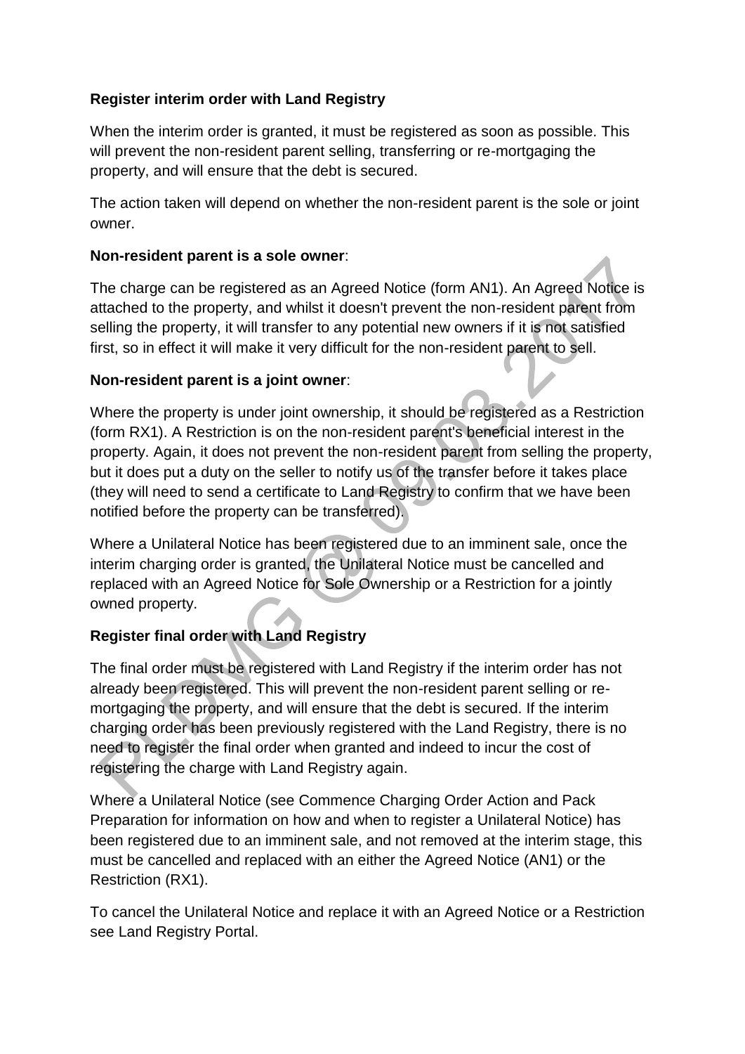**Register interim order with Land Registry**

When the interim order is granted, it must be registered as soon as possible. This will prevent the non-resident parent selling, transferring or re-mortgaging the property, and will ensure that the debt is secured.

The action taken will depend on whether the non-resident parent is the sole or joint owner.

**Non-resident parent is a sole owner**:

The charge can be registered as an Agreed Notice (form AN1). An Agreed Notice is attached to the property, and whilst it doesn't prevent the non-resident parent from selling the property, it will transfer to any potential new owners if it is not satisfied first, so in effect it will make it very difficult for the non-resident parent to sell.

**Non-resident parent is a joint owner**:

Where the property is under joint ownership, it should be registered as a Restriction (form RX1). A Restriction is on the non-resident parent's beneficial interest in the property. Again, it does not prevent the non-resident parent from selling the property, but it does put a duty on the seller to notify us of the transfer before it takes place (they will need to send a certificate to Land Registry to confirm that we have been notified before the property can be transferred).

Where a Unilateral Notice has been registered due to an imminent sale, once the interim charging order is granted, the Unilateral Notice must be cancelled and replaced with an Agreed Notice for Sole Ownership or a Restriction for a jointly owned property.

**Register final order with Land Registry**

The final order must be registered with Land Registry if the interim order has not already been registered. This will prevent the non-resident parent selling or re-mortgaging the property, and will ensure that the debt is secured. If the interim charging order has been previously registered with the Land Registry, there is no need to register the final order when granted and indeed to incur the cost of registering the charge with Land Registry again.

Where a Unilateral Notice (see Commence Charging Order Action and Pack Preparation for information on how and when to register a Unilateral Notice) has been registered due to an imminent sale, and not removed at the interim stage, this must be cancelled and replaced with an either the Agreed Notice (AN1) or the Restriction (RX1).

To cancel the Unilateral Notice and replace it with an Agreed Notice or a Restriction see Land Registry Portal.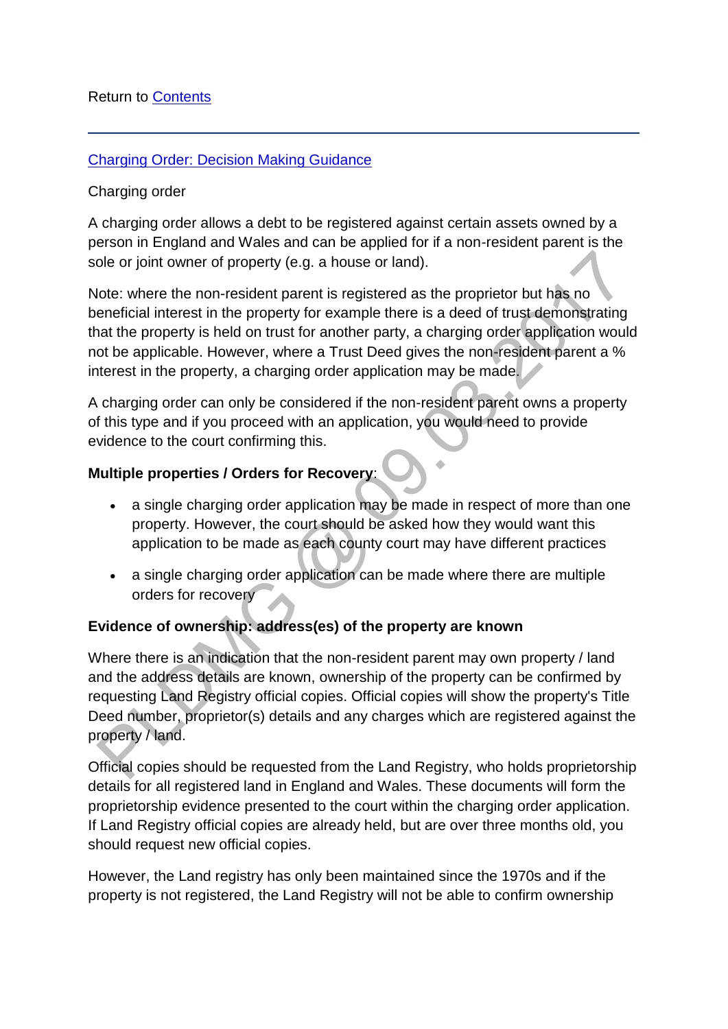Return to [Contents]

---

[Charging Order: Decision Making Guidance]

Charging order

A charging order allows a debt to be registered against certain assets owned by a person in England and Wales and can be applied for if a non-resident parent is the sole or joint owner of property (e.g. a house or land).

Note: where the non-resident parent is registered as the proprietor but has no beneficial interest in the property for example there is a deed of trust demonstrating that the property is held on trust for another party, a charging order application would not be applicable. However, where a Trust Deed gives the non-resident parent a % interest in the property, a charging order application may be made.

A charging order can only be considered if the non-resident parent owns a property of this type and if you proceed with an application, you would need to provide evidence to the court confirming this.

**Multiple properties / Orders for Recovery**:

- a single charging order application may be made in respect of more than one property. However, the court should be asked how they would want this application to be made as each county court may have different practices
- a single charging order application can be made where there are multiple orders for recovery

**Evidence of ownership: address(es) of the property are known**

Where there is an indication that the non-resident parent may own property / land and the address details are known, ownership of the property can be confirmed by requesting Land Registry official copies. Official copies will show the property's Title Deed number, proprietor(s) details and any charges which are registered against the property / land.

Official copies should be requested from the Land Registry, who holds proprietorship details for all registered land in England and Wales. These documents will form the proprietorship evidence presented to the court within the charging order application. If Land Registry official copies are already held, but are over three months old, you should request new official copies.

However, the Land registry has only been maintained since the 1970s and if the property is not registered, the Land Registry will not be able to confirm ownership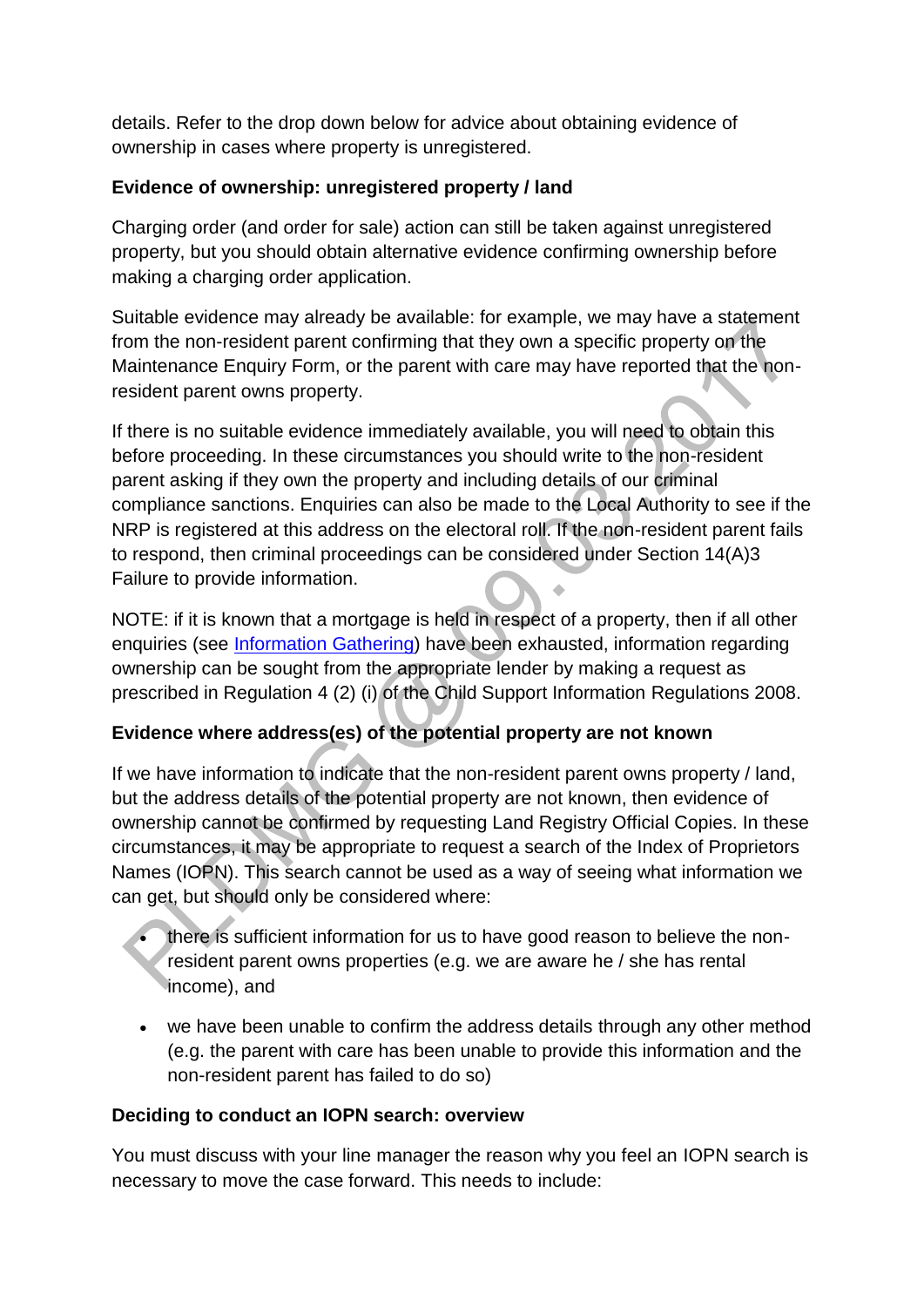details. Refer to the drop down below for advice about obtaining evidence of ownership in cases where property is unregistered.

**Evidence of ownership: unregistered property / land**

Charging order (and order for sale) action can still be taken against unregistered property, but you should obtain alternative evidence confirming ownership before making a charging order application.

Suitable evidence may already be available: for example, we may have a statement from the non-resident parent confirming that they own a specific property on the Maintenance Enquiry Form, or the parent with care may have reported that the non-resident parent owns property.

If there is no suitable evidence immediately available, you will need to obtain this before proceeding. In these circumstances you should write to the non-resident parent asking if they own the property and including details of our criminal compliance sanctions. Enquiries can also be made to the Local Authority to see if the NRP is registered at this address on the electoral roll. If the non-resident parent fails to respond, then criminal proceedings can be considered under Section 14(A)3 Failure to provide information.

NOTE: if it is known that a mortgage is held in respect of a property, then if all other enquiries (see Information Gathering) have been exhausted, information regarding ownership can be sought from the appropriate lender by making a request as prescribed in Regulation 4 (2) (i) of the Child Support Information Regulations 2008.

**Evidence where address(es) of the potential property are not known**

If we have information to indicate that the non-resident parent owns property / land, but the address details of the potential property are not known, then evidence of ownership cannot be confirmed by requesting Land Registry Official Copies. In these circumstances, it may be appropriate to request a search of the Index of Proprietors Names (IOPN). This search cannot be used as a way of seeing what information we can get, but should only be considered where:

- there is sufficient information for us to have good reason to believe the non-resident parent owns properties (e.g. we are aware he / she has rental income), and
- we have been unable to confirm the address details through any other method (e.g. the parent with care has been unable to provide this information and the non-resident parent has failed to do so)

**Deciding to conduct an IOPN search: overview**

You must discuss with your line manager the reason why you feel an IOPN search is necessary to move the case forward. This needs to include: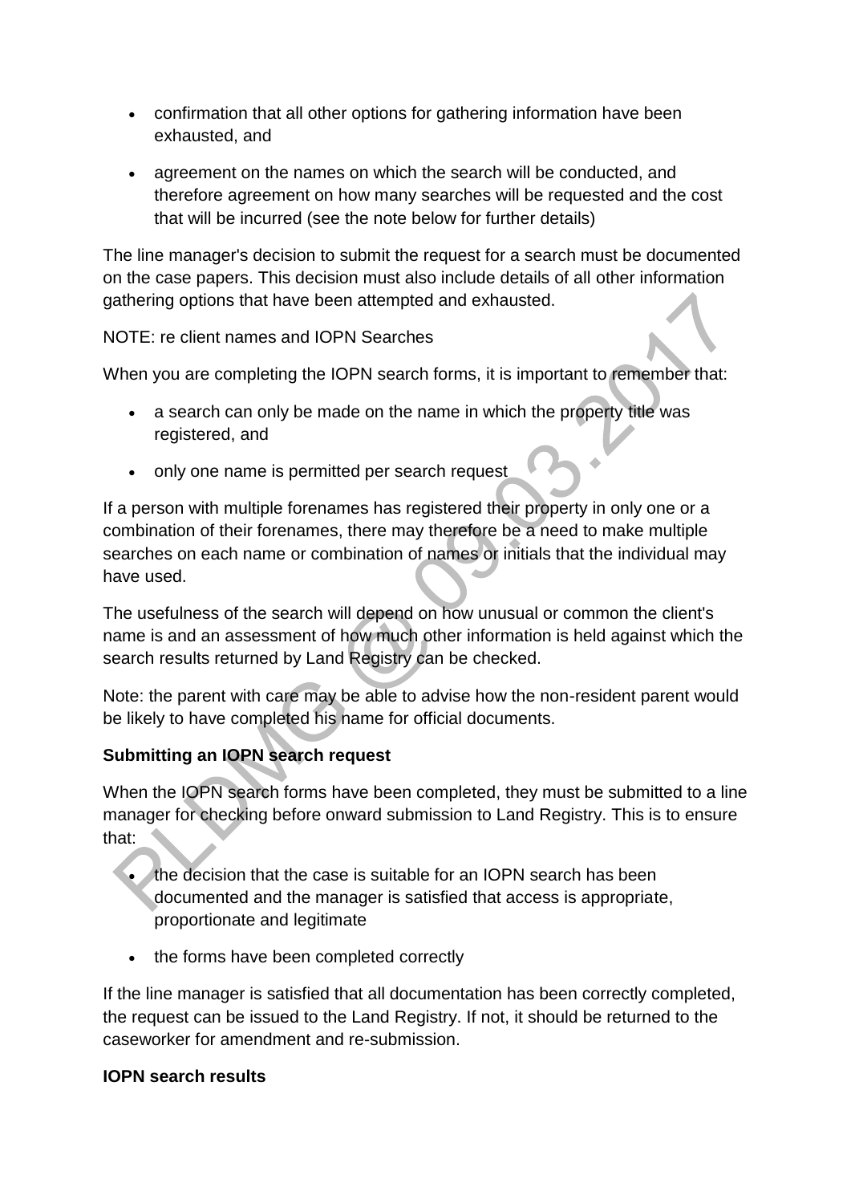- confirmation that all other options for gathering information have been exhausted, and
- agreement on the names on which the search will be conducted, and therefore agreement on how many searches will be requested and the cost that will be incurred (see the note below for further details)

The line manager's decision to submit the request for a search must be documented on the case papers. This decision must also include details of all other information gathering options that have been attempted and exhausted.

NOTE: re client names and IOPN Searches

When you are completing the IOPN search forms, it is important to remember that:

- a search can only be made on the name in which the property title was registered, and
- only one name is permitted per search request

If a person with multiple forenames has registered their property in only one or a combination of their forenames, there may therefore be a need to make multiple searches on each name or combination of names or initials that the individual may have used.

The usefulness of the search will depend on how unusual or common the client's name is and an assessment of how much other information is held against which the search results returned by Land Registry can be checked.

Note: the parent with care may be able to advise how the non-resident parent would be likely to have completed his name for official documents.

**Submitting an IOPN search request**

When the IOPN search forms have been completed, they must be submitted to a line manager for checking before onward submission to Land Registry. This is to ensure that:

- the decision that the case is suitable for an IOPN search has been documented and the manager is satisfied that access is appropriate, proportionate and legitimate
- the forms have been completed correctly

If the line manager is satisfied that all documentation has been correctly completed, the request can be issued to the Land Registry. If not, it should be returned to the caseworker for amendment and re-submission.

**IOPN search results**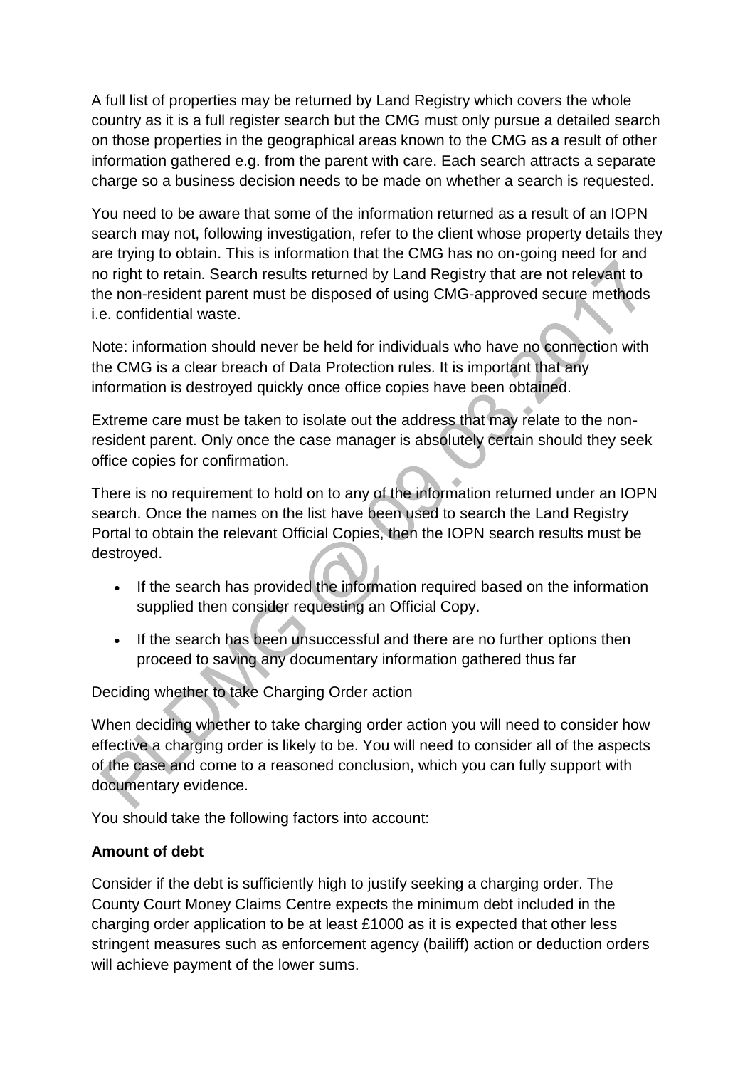A full list of properties may be returned by Land Registry which covers the whole country as it is a full register search but the CMG must only pursue a detailed search on those properties in the geographical areas known to the CMG as a result of other information gathered e.g. from the parent with care. Each search attracts a separate charge so a business decision needs to be made on whether a search is requested.

You need to be aware that some of the information returned as a result of an IOPN search may not, following investigation, refer to the client whose property details they are trying to obtain. This is information that the CMG has no on-going need for and no right to retain. Search results returned by Land Registry that are not relevant to the non-resident parent must be disposed of using CMG-approved secure methods i.e. confidential waste.

Note: information should never be held for individuals who have no connection with the CMG is a clear breach of Data Protection rules. It is important that any information is destroyed quickly once office copies have been obtained.

Extreme care must be taken to isolate out the address that may relate to the non-resident parent. Only once the case manager is absolutely certain should they seek office copies for confirmation.

There is no requirement to hold on to any of the information returned under an IOPN search. Once the names on the list have been used to search the Land Registry Portal to obtain the relevant Official Copies, then the IOPN search results must be destroyed.

- If the search has provided the information required based on the information supplied then consider requesting an Official Copy.
- If the search has been unsuccessful and there are no further options then proceed to saving any documentary information gathered thus far

Deciding whether to take Charging Order action

When deciding whether to take charging order action you will need to consider how effective a charging order is likely to be. You will need to consider all of the aspects of the case and come to a reasoned conclusion, which you can fully support with documentary evidence.

You should take the following factors into account:

**Amount of debt**

Consider if the debt is sufficiently high to justify seeking a charging order. The County Court Money Claims Centre expects the minimum debt included in the charging order application to be at least £1000 as it is expected that other less stringent measures such as enforcement agency (bailiff) action or deduction orders will achieve payment of the lower sums.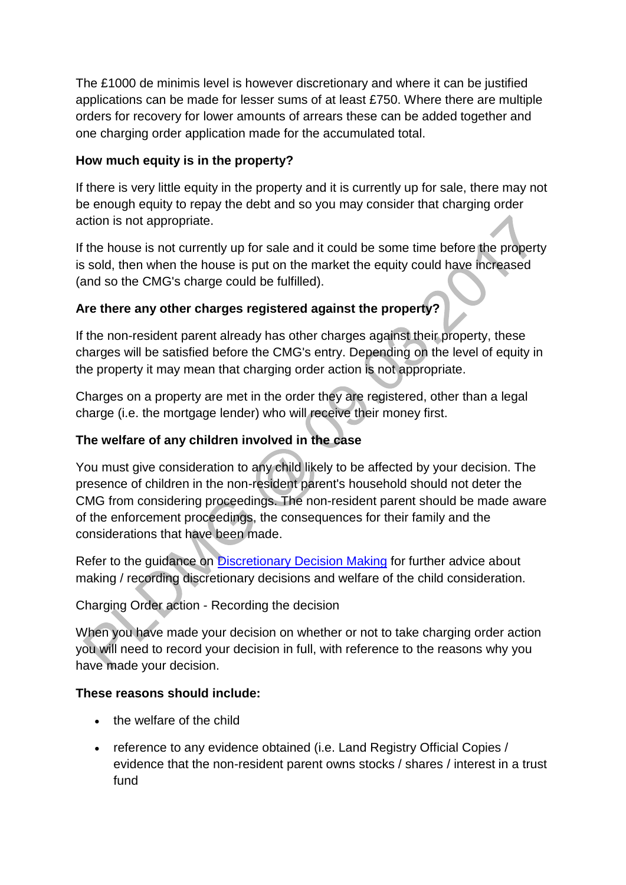The £1000 de minimis level is however discretionary and where it can be justified applications can be made for lesser sums of at least £750. Where there are multiple orders for recovery for lower amounts of arrears these can be added together and one charging order application made for the accumulated total.

**How much equity is in the property?**

If there is very little equity in the property and it is currently up for sale, there may not be enough equity to repay the debt and so you may consider that charging order action is not appropriate.

If the house is not currently up for sale and it could be some time before the property is sold, then when the house is put on the market the equity could have increased (and so the CMG's charge could be fulfilled).

**Are there any other charges registered against the property?**

If the non-resident parent already has other charges against their property, these charges will be satisfied before the CMG's entry. Depending on the level of equity in the property it may mean that charging order action is not appropriate.

Charges on a property are met in the order they are registered, other than a legal charge (i.e. the mortgage lender) who will receive their money first.

**The welfare of any children involved in the case**

You must give consideration to any child likely to be affected by your decision. The presence of children in the non-resident parent's household should not deter the CMG from considering proceedings. The non-resident parent should be made aware of the enforcement proceedings, the consequences for their family and the considerations that have been made.

Refer to the guidance on [Discretionary Decision Making] for further advice about making / recording discretionary decisions and welfare of the child consideration.

Charging Order action - Recording the decision

When you have made your decision on whether or not to take charging order action you will need to record your decision in full, with reference to the reasons why you have made your decision.

**These reasons should include:**

- the welfare of the child
- reference to any evidence obtained (i.e. Land Registry Official Copies / evidence that the non-resident parent owns stocks / shares / interest in a trust fund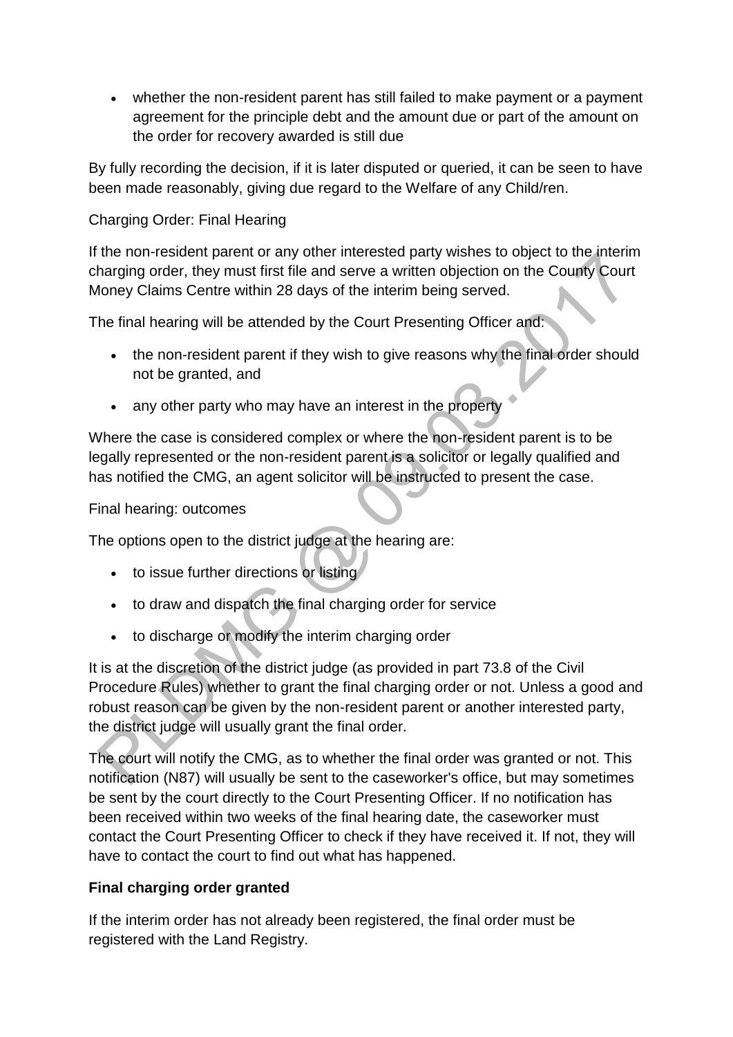- whether the non-resident parent has still failed to make payment or a payment agreement for the principle debt and the amount due or part of the amount on the order for recovery awarded is still due

By fully recording the decision, if it is later disputed or queried, it can be seen to have been made reasonably, giving due regard to the Welfare of any Child/ren.

Charging Order: Final Hearing

If the non-resident parent or any other interested party wishes to object to the interim charging order, they must first file and serve a written objection on the County Court Money Claims Centre within 28 days of the interim being served.

The final hearing will be attended by the Court Presenting Officer and:

- the non-resident parent if they wish to give reasons why the final order should not be granted, and
- any other party who may have an interest in the property

Where the case is considered complex or where the non-resident parent is to be legally represented or the non-resident parent is a solicitor or legally qualified and has notified the CMG, an agent solicitor will be instructed to present the case.

Final hearing: outcomes

The options open to the district judge at the hearing are:

- to issue further directions or listing
- to draw and dispatch the final charging order for service
- to discharge or modify the interim charging order

It is at the discretion of the district judge (as provided in part 73.8 of the Civil Procedure Rules) whether to grant the final charging order or not. Unless a good and robust reason can be given by the non-resident parent or another interested party, the district judge will usually grant the final order.

The court will notify the CMG, as to whether the final order was granted or not. This notification (N87) will usually be sent to the caseworker's office, but may sometimes be sent by the court directly to the Court Presenting Officer. If no notification has been received within two weeks of the final hearing date, the caseworker must contact the Court Presenting Officer to check if they have received it. If not, they will have to contact the court to find out what has happened.

**Final charging order granted**

If the interim order has not already been registered, the final order must be registered with the Land Registry.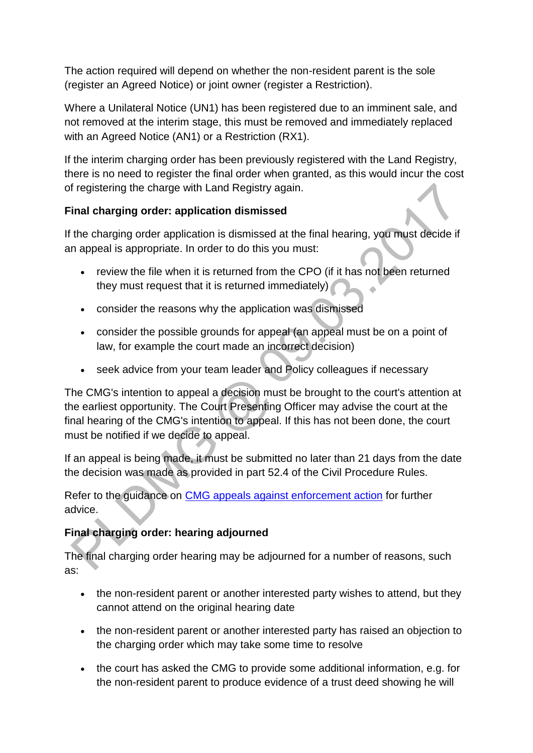The action required will depend on whether the non-resident parent is the sole (register an Agreed Notice) or joint owner (register a Restriction).

Where a Unilateral Notice (UN1) has been registered due to an imminent sale, and not removed at the interim stage, this must be removed and immediately replaced with an Agreed Notice (AN1) or a Restriction (RX1).

If the interim charging order has been previously registered with the Land Registry, there is no need to register the final order when granted, as this would incur the cost of registering the charge with Land Registry again.

**Final charging order: application dismissed**

If the charging order application is dismissed at the final hearing, you must decide if an appeal is appropriate. In order to do this you must:

- review the file when it is returned from the CPO (if it has not been returned they must request that it is returned immediately)
- consider the reasons why the application was dismissed
- consider the possible grounds for appeal (an appeal must be on a point of law, for example the court made an incorrect decision)
- seek advice from your team leader and Policy colleagues if necessary

The CMG's intention to appeal a decision must be brought to the court's attention at the earliest opportunity. The Court Presenting Officer may advise the court at the final hearing of the CMG's intention to appeal. If this has not been done, the court must be notified if we decide to appeal.

If an appeal is being made, it must be submitted no later than 21 days from the date the decision was made as provided in part 52.4 of the Civil Procedure Rules.

Refer to the guidance on [CMG appeals against enforcement action]() for further advice.

**Final charging order: hearing adjourned**

The final charging order hearing may be adjourned for a number of reasons, such as:

- the non-resident parent or another interested party wishes to attend, but they cannot attend on the original hearing date
- the non-resident parent or another interested party has raised an objection to the charging order which may take some time to resolve
- the court has asked the CMG to provide some additional information, e.g. for the non-resident parent to produce evidence of a trust deed showing he will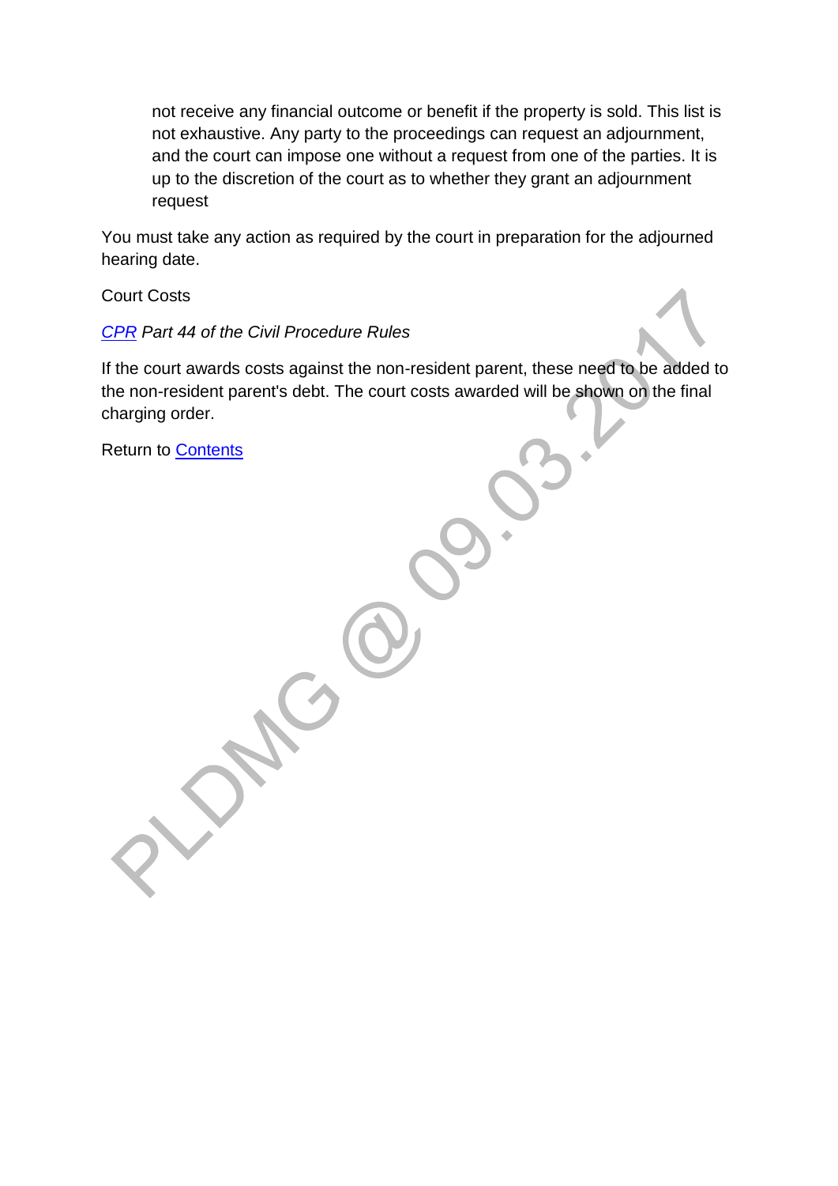not receive any financial outcome or benefit if the property is sold. This list is not exhaustive. Any party to the proceedings can request an adjournment, and the court can impose one without a request from one of the parties. It is up to the discretion of the court as to whether they grant an adjournment request

You must take any action as required by the court in preparation for the adjourned hearing date.

Court Costs

*CPR Part 44 of the Civil Procedure Rules*

If the court awards costs against the non-resident parent, these need to be added to the non-resident parent's debt. The court costs awarded will be shown on the final charging order.

Return to Contents